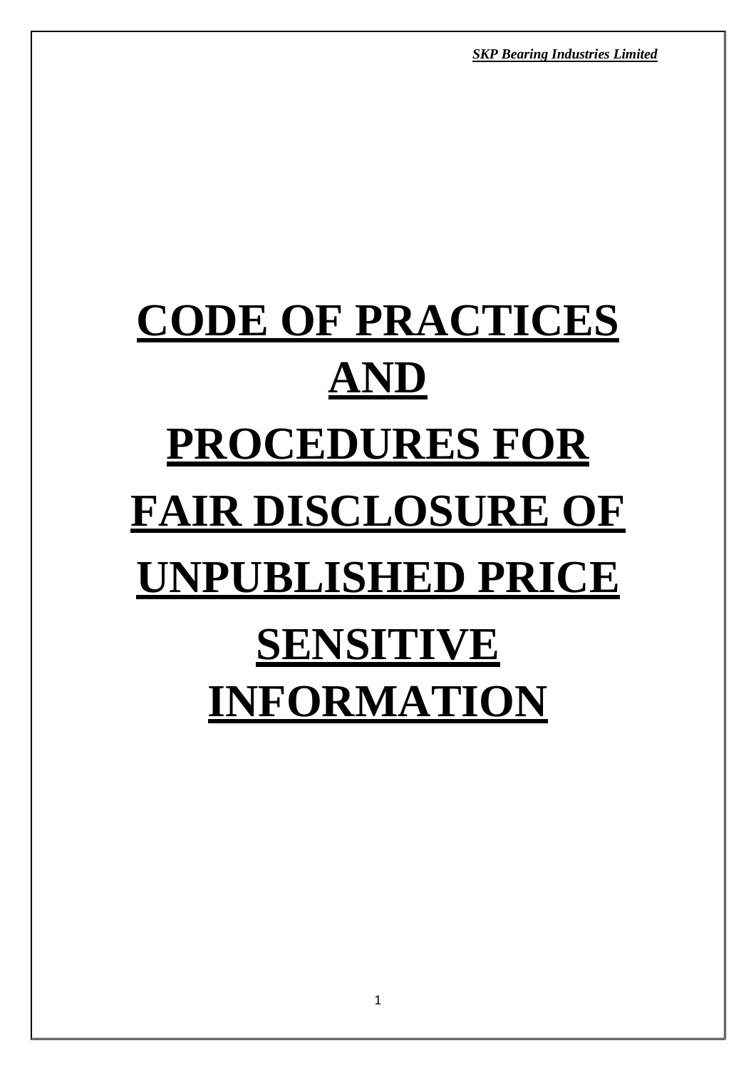# CODE OF PRACTICES AND PROCEDURES FOR FAIR DISCLOSURE OF UNPUBLISHED PRICE SENSITIVE INFORMATION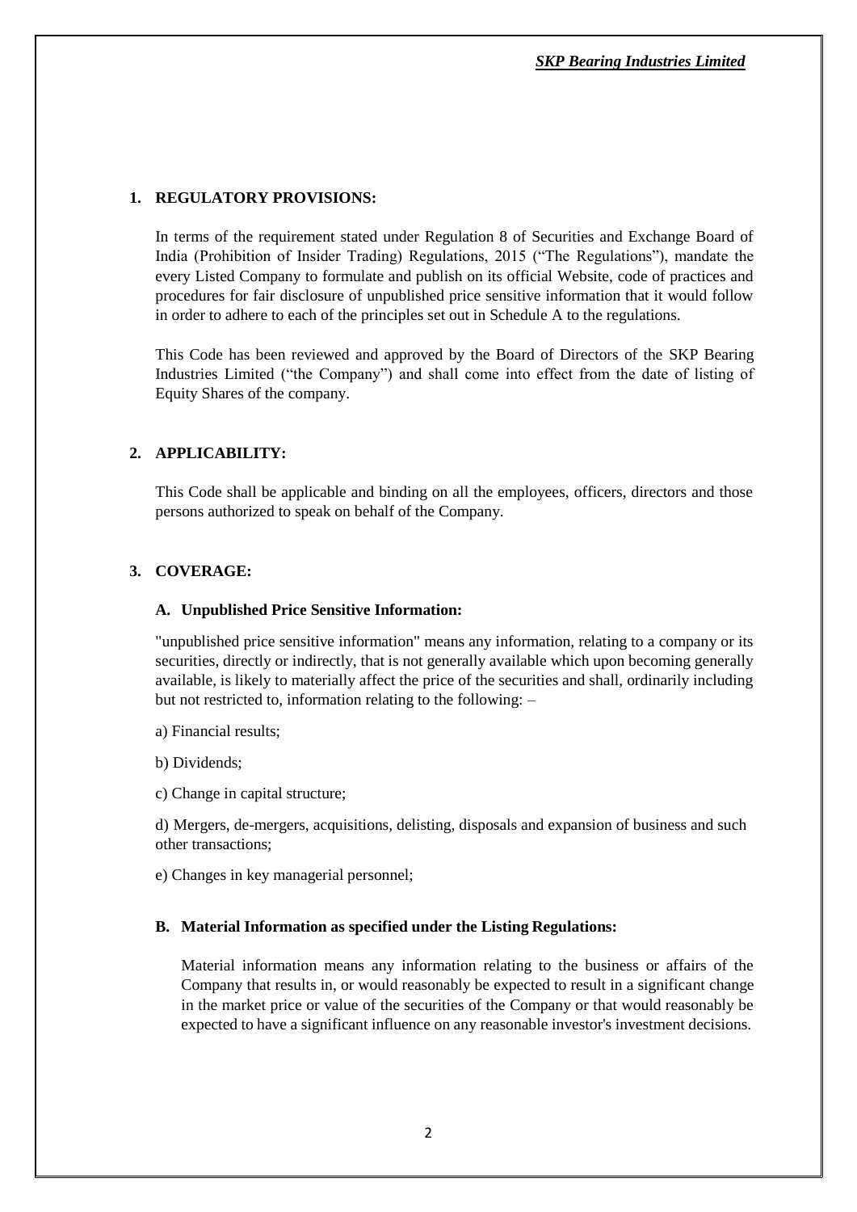## 1. REGULATORY PROVISIONS:

In terms of the requirement stated under Regulation 8 of Securities and Exchange Board of India (Prohibition of Insider Trading) Regulations, 2015 ("The Regulations"), mandate the every Listed Company to formulate and publish on its official Website, code of practices and procedures for fair disclosure of unpublished price sensitive information that it would follow in order to adhere to each of the principles set out in Schedule A to the regulations.

This Code has been reviewed and approved by the Board of Directors of the SKP Bearing Industries Limited ("the Company") and shall come into effect from the date of listing of Equity Shares of the company.

## 2. APPLICABILITY:

This Code shall be applicable and binding on all the employees, officers, directors and those persons authorized to speak on behalf of the Company.

## 3. COVERAGE:

### A. Unpublished Price Sensitive Information:

"unpublished price sensitive information" means any information, relating to a company or its securities, directly or indirectly, that is not generally available which upon becoming generally available, is likely to materially affect the price of the securities and shall, ordinarily including but not restricted to, information relating to the following: –

a) Financial results;

b) Dividends;

c) Change in capital structure;

d) Mergers, de-mergers, acquisitions, delisting, disposals and expansion of business and such other transactions;

e) Changes in key managerial personnel;

### B. Material Information as specified under the Listing Regulations:

Material information means any information relating to the business or affairs of the Company that results in, or would reasonably be expected to result in a significant change in the market price or value of the securities of the Company or that would reasonably be expected to have a significant influence on any reasonable investor's investment decisions.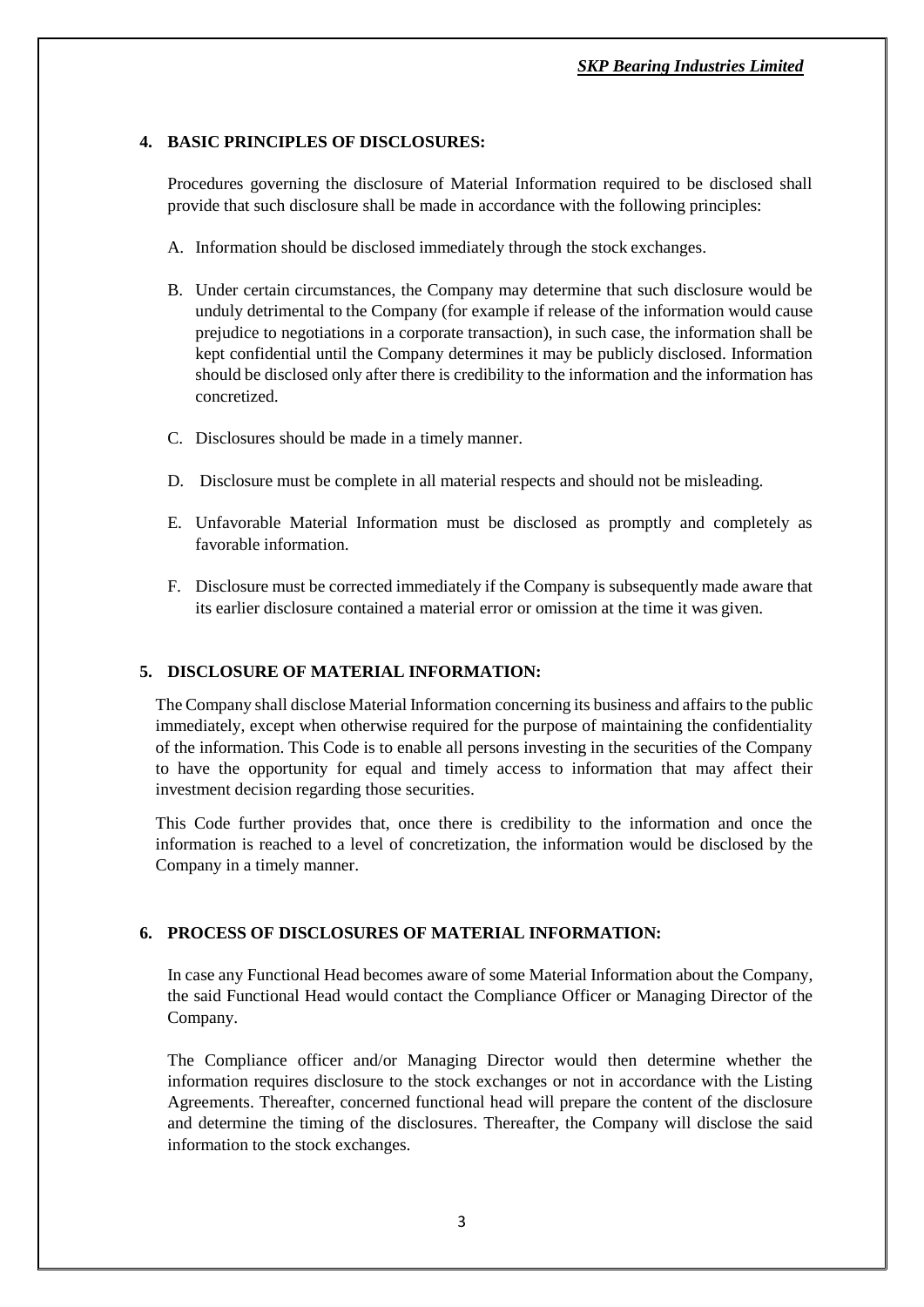## 4. BASIC PRINCIPLES OF DISCLOSURES:

Procedures governing the disclosure of Material Information required to be disclosed shall provide that such disclosure shall be made in accordance with the following principles:

A. Information should be disclosed immediately through the stock exchanges.

B. Under certain circumstances, the Company may determine that such disclosure would be unduly detrimental to the Company (for example if release of the information would cause prejudice to negotiations in a corporate transaction), in such case, the information shall be kept confidential until the Company determines it may be publicly disclosed. Information should be disclosed only after there is credibility to the information and the information has concretized.

C. Disclosures should be made in a timely manner.

D. Disclosure must be complete in all material respects and should not be misleading.

E. Unfavorable Material Information must be disclosed as promptly and completely as favorable information.

F. Disclosure must be corrected immediately if the Company is subsequently made aware that its earlier disclosure contained a material error or omission at the time it was given.

## 5. DISCLOSURE OF MATERIAL INFORMATION:

The Company shall disclose Material Information concerning its business and affairs to the public immediately, except when otherwise required for the purpose of maintaining the confidentiality of the information. This Code is to enable all persons investing in the securities of the Company to have the opportunity for equal and timely access to information that may affect their investment decision regarding those securities.

This Code further provides that, once there is credibility to the information and once the information is reached to a level of concretization, the information would be disclosed by the Company in a timely manner.

## 6. PROCESS OF DISCLOSURES OF MATERIAL INFORMATION:

In case any Functional Head becomes aware of some Material Information about the Company, the said Functional Head would contact the Compliance Officer or Managing Director of the Company.

The Compliance officer and/or Managing Director would then determine whether the information requires disclosure to the stock exchanges or not in accordance with the Listing Agreements. Thereafter, concerned functional head will prepare the content of the disclosure and determine the timing of the disclosures. Thereafter, the Company will disclose the said information to the stock exchanges.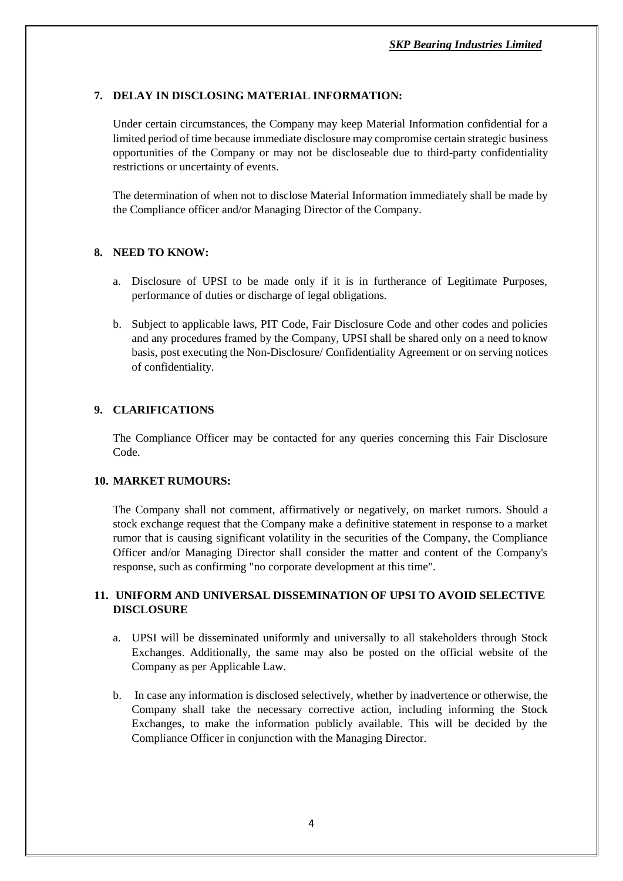## 7. DELAY IN DISCLOSING MATERIAL INFORMATION:

Under certain circumstances, the Company may keep Material Information confidential for a limited period of time because immediate disclosure may compromise certain strategic business opportunities of the Company or may not be discloseable due to third-party confidentiality restrictions or uncertainty of events.

The determination of when not to disclose Material Information immediately shall be made by the Compliance officer and/or Managing Director of the Company.

## 8. NEED TO KNOW:

a. Disclosure of UPSI to be made only if it is in furtherance of Legitimate Purposes, performance of duties or discharge of legal obligations.

b. Subject to applicable laws, PIT Code, Fair Disclosure Code and other codes and policies and any procedures framed by the Company, UPSI shall be shared only on a need to know basis, post executing the Non-Disclosure/ Confidentiality Agreement or on serving notices of confidentiality.

## 9. CLARIFICATIONS

The Compliance Officer may be contacted for any queries concerning this Fair Disclosure Code.

## 10. MARKET RUMOURS:

The Company shall not comment, affirmatively or negatively, on market rumors. Should a stock exchange request that the Company make a definitive statement in response to a market rumor that is causing significant volatility in the securities of the Company, the Compliance Officer and/or Managing Director shall consider the matter and content of the Company's response, such as confirming "no corporate development at this time".

## 11. UNIFORM AND UNIVERSAL DISSEMINATION OF UPSI TO AVOID SELECTIVE DISCLOSURE

a. UPSI will be disseminated uniformly and universally to all stakeholders through Stock Exchanges. Additionally, the same may also be posted on the official website of the Company as per Applicable Law.

b. In case any information is disclosed selectively, whether by inadvertence or otherwise, the Company shall take the necessary corrective action, including informing the Stock Exchanges, to make the information publicly available. This will be decided by the Compliance Officer in conjunction with the Managing Director.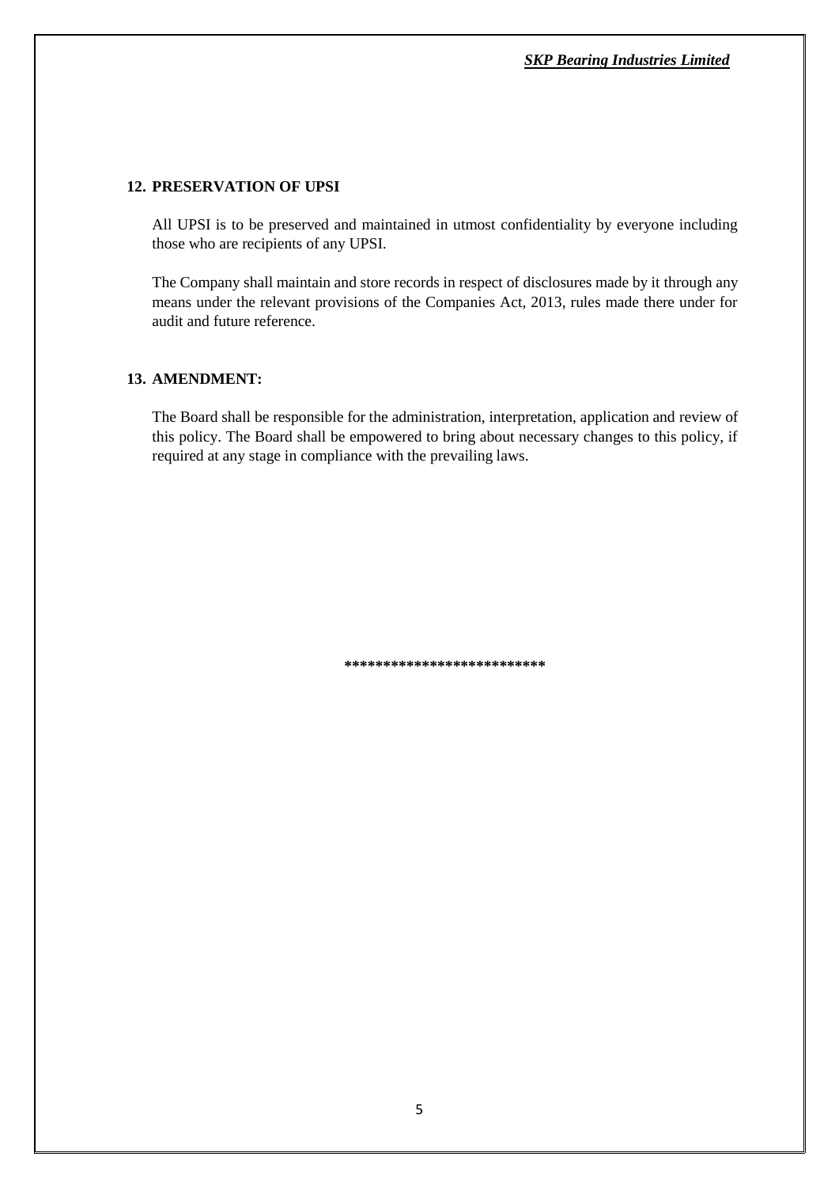## 12. PRESERVATION OF UPSI

All UPSI is to be preserved and maintained in utmost confidentiality by everyone including those who are recipients of any UPSI.

The Company shall maintain and store records in respect of disclosures made by it through any means under the relevant provisions of the Companies Act, 2013, rules made there under for audit and future reference.

## 13. AMENDMENT:

The Board shall be responsible for the administration, interpretation, application and review of this policy. The Board shall be empowered to bring about necessary changes to this policy, if required at any stage in compliance with the prevailing laws.

*************************